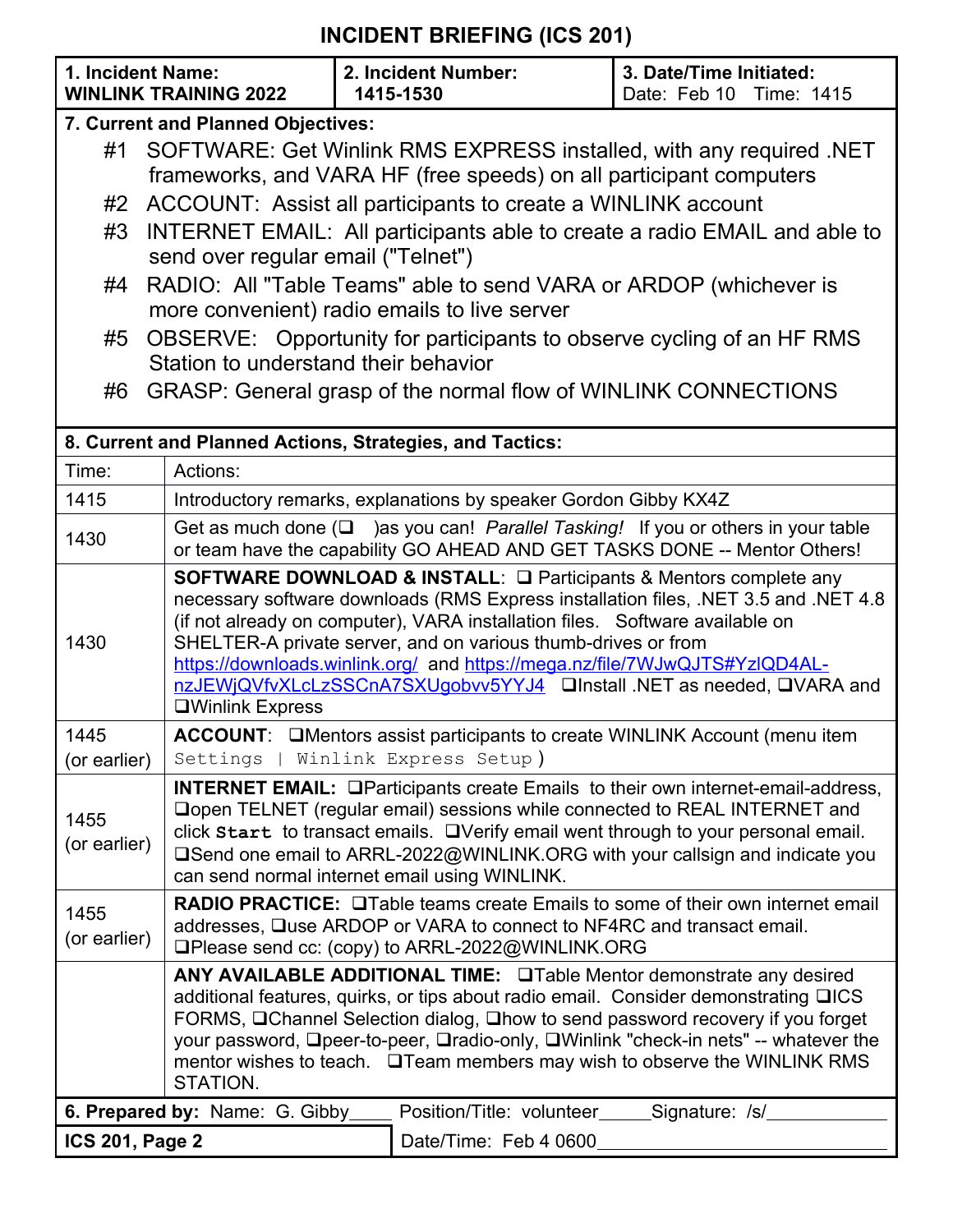# INCIDENT BRIEFING (ICS 201)

| 1. Incident Name: WINLINK TRAINING 2022 | 2. Incident Number: 1415-1530 | 3. Date/Time Initiated: Date: Feb 10 Time: 1415 |
|---|---|---|

**7. Current and Planned Objectives:**

#1 SOFTWARE: Get Winlink RMS EXPRESS installed, with any required .NET frameworks, and VARA HF (free speeds) on all participant computers

#2 ACCOUNT: Assist all participants to create a WINLINK account

#3 INTERNET EMAIL: All participants able to create a radio EMAIL and able to send over regular email ("Telnet")

#4 RADIO: All "Table Teams" able to send VARA or ARDOP (whichever is more convenient) radio emails to live server

#5 OBSERVE: Opportunity for participants to observe cycling of an HF RMS Station to understand their behavior

#6 GRASP: General grasp of the normal flow of WINLINK CONNECTIONS

**8. Current and Planned Actions, Strategies, and Tactics:**

| Time: | Actions: |
|---|---|
| 1415 | Introductory remarks, explanations by speaker Gordon Gibby KX4Z |
| 1430 | Get as much done (❑ )as you can! *Parallel Tasking!* If you or others in your table or team have the capability GO AHEAD AND GET TASKS DONE -- Mentor Others! |
| 1430 | **SOFTWARE DOWNLOAD & INSTALL**: ❑ Participants & Mentors complete any necessary software downloads (RMS Express installation files, .NET 3.5 and .NET 4.8 (if not already on computer), VARA installation files. Software available on SHELTER-A private server, and on various thumb-drives or from https://downloads.winlink.org/ and https://mega.nz/file/7WJwQJTS#YzlQD4AL-nzJEWjQVfvXLcLzSSCnA7SXUgobvv5YYJ4 ❑Install .NET as needed, ❑VARA and ❑Winlink Express |
| 1445 (or earlier) | **ACCOUNT**: ❑Mentors assist participants to create WINLINK Account (menu item `Settings \| Winlink Express Setup`) |
| 1455 (or earlier) | **INTERNET EMAIL:** ❑Participants create Emails to their own internet-email-address, ❑open TELNET (regular email) sessions while connected to REAL INTERNET and click **`Start`** to transact emails. ❑Verify email went through to your personal email. ❑Send one email to ARRL-2022@WINLINK.ORG with your callsign and indicate you can send normal internet email using WINLINK. |
| 1455 (or earlier) | **RADIO PRACTICE:** ❑Table teams create Emails to some of their own internet email addresses, ❑use ARDOP or VARA to connect to NF4RC and transact email. ❑Please send cc: (copy) to ARRL-2022@WINLINK.ORG |
| | **ANY AVAILABLE ADDITIONAL TIME:** ❑Table Mentor demonstrate any desired additional features, quirks, or tips about radio email. Consider demonstrating ❑ICS FORMS, ❑Channel Selection dialog, ❑how to send password recovery if you forget your password, ❑peer-to-peer, ❑radio-only, ❑Winlink "check-in nets" -- whatever the mentor wishes to teach. ❑Team members may wish to observe the WINLINK RMS STATION. |

| **6. Prepared by:** Name: G. Gibby | Position/Title: volunteer | Signature: /s/ |
|---|---|---|
| **ICS 201, Page 2** | Date/Time: Feb 4 0600 | |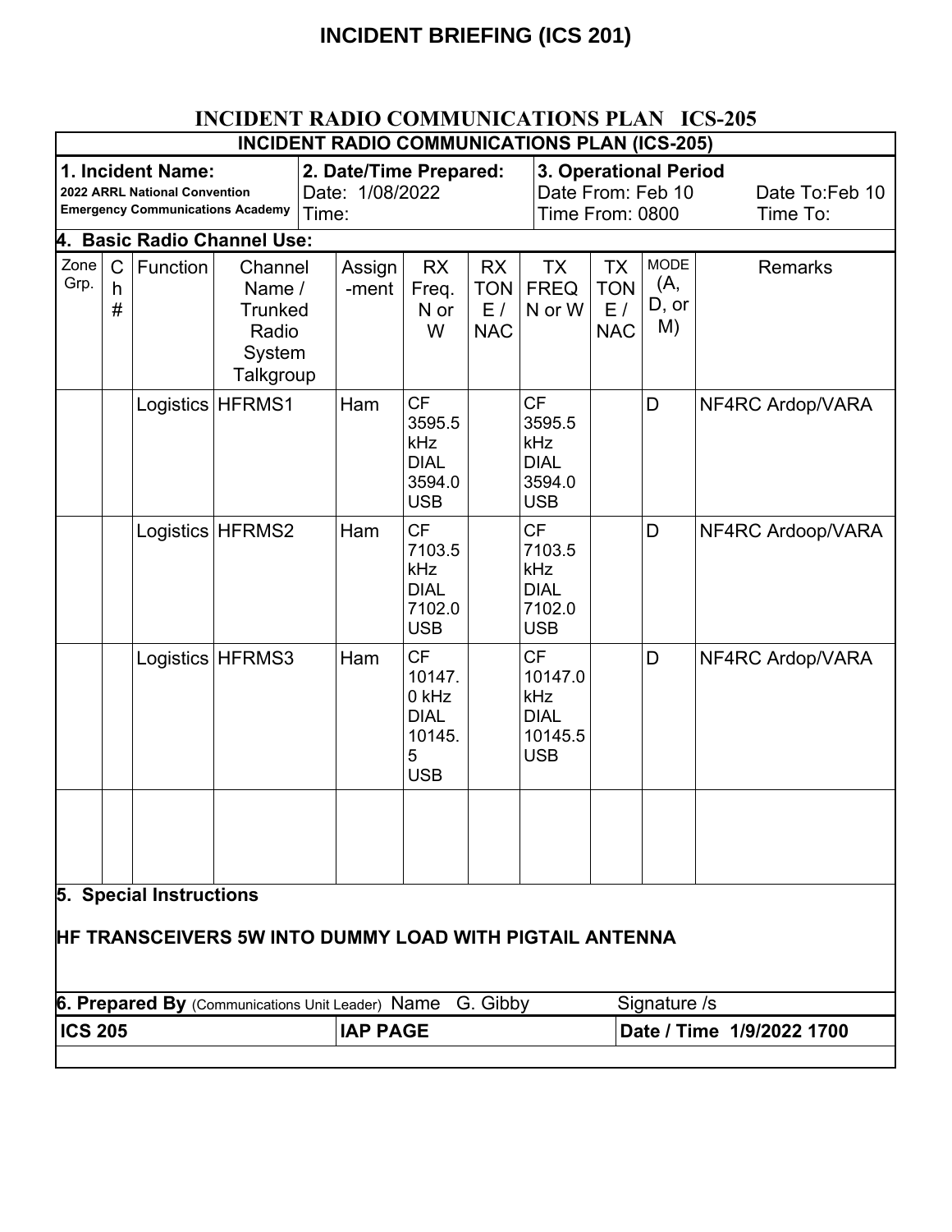# INCIDENT BRIEFING (ICS 201)

## INCIDENT RADIO COMMUNICATIONS PLAN ICS-205

**INCIDENT RADIO COMMUNICATIONS PLAN (ICS-205)**

| **1. Incident Name:** | **2. Date/Time Prepared:** | **3. Operational Period** |
|---|---|---|
| **2022 ARRL National Convention Emergency Communications Academy** | Date: 1/08/2022<br>Time: | Date From: Feb 10 Date To:Feb 10<br>Time From: 0800 Time To: |

**4. Basic Radio Channel Use:**

| Zone Grp. | Ch # | Function | Channel Name / Trunked Radio System Talkgroup | Assign-ment | RX Freq. N or W | RX TONE / NAC | TX FREQ N or W | TX TONE / NAC | MODE (A, D, or M) | Remarks |
|---|---|---|---|---|---|---|---|---|---|---|
| | | Logistics | HFRMS1 | Ham | CF 3595.5 kHz DIAL 3594.0 USB | | CF 3595.5 kHz DIAL 3594.0 USB | | D | NF4RC Ardop/VARA |
| | | Logistics | HFRMS2 | Ham | CF 7103.5 kHz DIAL 7102.0 USB | | CF 7103.5 kHz DIAL 7102.0 USB | | D | NF4RC Ardoop/VARA |
| | | Logistics | HFRMS3 | Ham | CF 10147.0 kHz DIAL 10145.5 USB | | CF 10147.0 kHz DIAL 10145.5 USB | | D | NF4RC Ardop/VARA |
| | | | | | | | | | | |

**5. Special Instructions**

**HF TRANSCEIVERS 5W INTO DUMMY LOAD WITH PIGTAIL ANTENNA**

**6. Prepared By** (Communications Unit Leader) Name G. Gibby Signature /s

| **ICS 205** | **IAP PAGE** | **Date / Time 1/9/2022 1700** |
|---|---|---|